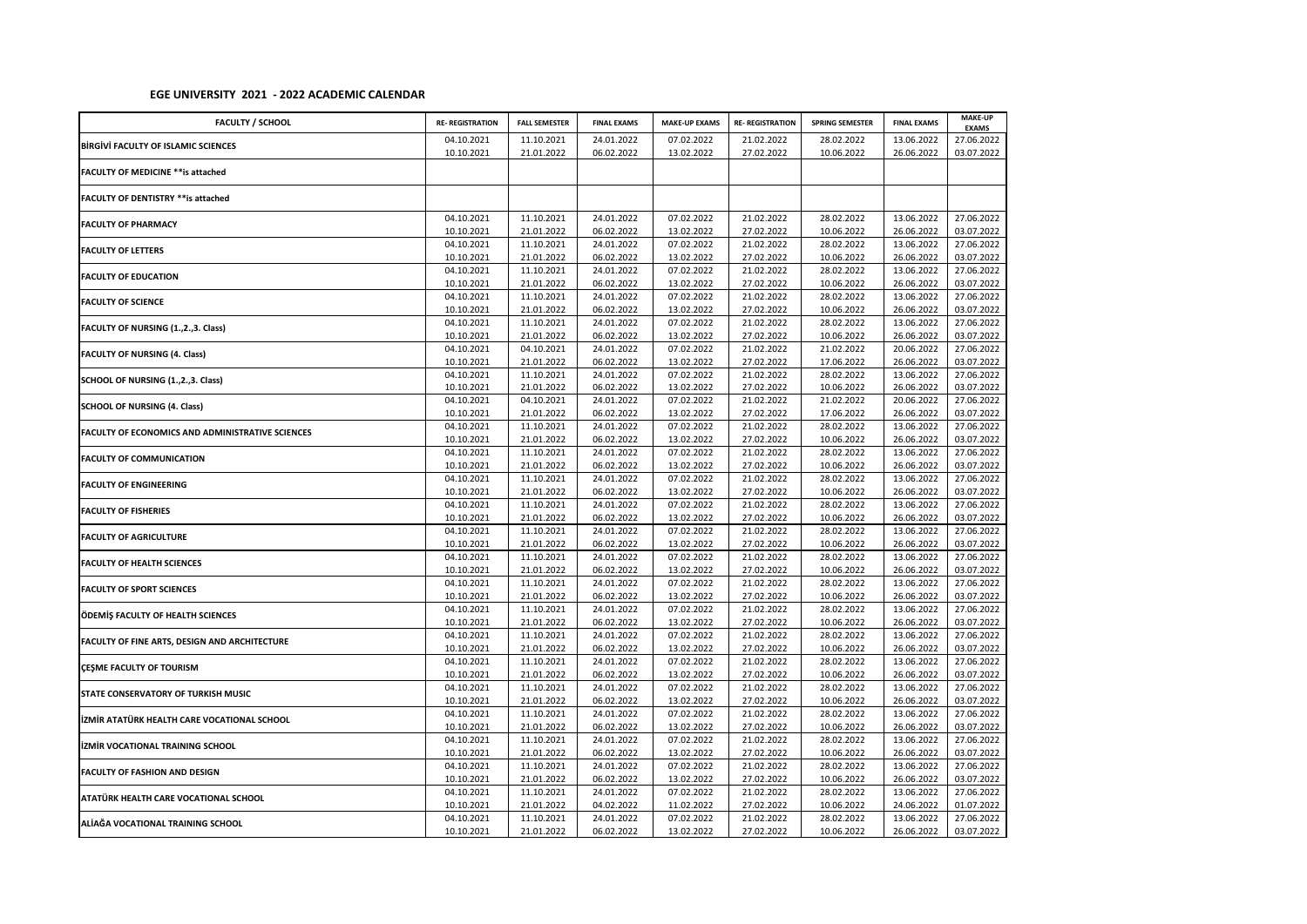# EGE UNIVERSITY 2021 - 2022 ACADEMIC CALENDAR

| FACULTY / SCHOOL | RE- REGISTRATION | FALL SEMESTER | FINAL EXAMS | MAKE-UP EXAMS | RE- REGISTRATION | SPRING SEMESTER | FINAL EXAMS | MAKE-UP EXAMS |
|---|---|---|---|---|---|---|---|---|
| BİRGİVİ FACULTY OF ISLAMIC SCIENCES | 04.10.2021 | 11.10.2021 | 24.01.2022 | 07.02.2022 | 21.02.2022 | 28.02.2022 | 13.06.2022 | 27.06.2022 |
| | 10.10.2021 | 21.01.2022 | 06.02.2022 | 13.02.2022 | 27.02.2022 | 10.06.2022 | 26.06.2022 | 03.07.2022 |
| FACULTY OF MEDICINE **is attached | | | | | | | | |
| FACULTY OF DENTISTRY **is attached | | | | | | | | |
| FACULTY OF PHARMACY | 04.10.2021 | 11.10.2021 | 24.01.2022 | 07.02.2022 | 21.02.2022 | 28.02.2022 | 13.06.2022 | 27.06.2022 |
| | 10.10.2021 | 21.01.2022 | 06.02.2022 | 13.02.2022 | 27.02.2022 | 10.06.2022 | 26.06.2022 | 03.07.2022 |
| FACULTY OF LETTERS | 04.10.2021 | 11.10.2021 | 24.01.2022 | 07.02.2022 | 21.02.2022 | 28.02.2022 | 13.06.2022 | 27.06.2022 |
| | 10.10.2021 | 21.01.2022 | 06.02.2022 | 13.02.2022 | 27.02.2022 | 10.06.2022 | 26.06.2022 | 03.07.2022 |
| FACULTY OF EDUCATION | 04.10.2021 | 11.10.2021 | 24.01.2022 | 07.02.2022 | 21.02.2022 | 28.02.2022 | 13.06.2022 | 27.06.2022 |
| | 10.10.2021 | 21.01.2022 | 06.02.2022 | 13.02.2022 | 27.02.2022 | 10.06.2022 | 26.06.2022 | 03.07.2022 |
| FACULTY OF SCIENCE | 04.10.2021 | 11.10.2021 | 24.01.2022 | 07.02.2022 | 21.02.2022 | 28.02.2022 | 13.06.2022 | 27.06.2022 |
| | 10.10.2021 | 21.01.2022 | 06.02.2022 | 13.02.2022 | 27.02.2022 | 10.06.2022 | 26.06.2022 | 03.07.2022 |
| FACULTY OF NURSING (1.,2.,3. Class) | 04.10.2021 | 11.10.2021 | 24.01.2022 | 07.02.2022 | 21.02.2022 | 28.02.2022 | 13.06.2022 | 27.06.2022 |
| | 10.10.2021 | 21.01.2022 | 06.02.2022 | 13.02.2022 | 27.02.2022 | 10.06.2022 | 26.06.2022 | 03.07.2022 |
| FACULTY OF NURSING (4. Class) | 04.10.2021 | 04.10.2021 | 24.01.2022 | 07.02.2022 | 21.02.2022 | 21.02.2022 | 20.06.2022 | 27.06.2022 |
| | 10.10.2021 | 21.01.2022 | 06.02.2022 | 13.02.2022 | 27.02.2022 | 17.06.2022 | 26.06.2022 | 03.07.2022 |
| SCHOOL OF NURSING (1.,2.,3. Class) | 04.10.2021 | 11.10.2021 | 24.01.2022 | 07.02.2022 | 21.02.2022 | 28.02.2022 | 13.06.2022 | 27.06.2022 |
| | 10.10.2021 | 21.01.2022 | 06.02.2022 | 13.02.2022 | 27.02.2022 | 10.06.2022 | 26.06.2022 | 03.07.2022 |
| SCHOOL OF NURSING (4. Class) | 04.10.2021 | 04.10.2021 | 24.01.2022 | 07.02.2022 | 21.02.2022 | 21.02.2022 | 20.06.2022 | 27.06.2022 |
| | 10.10.2021 | 21.01.2022 | 06.02.2022 | 13.02.2022 | 27.02.2022 | 17.06.2022 | 26.06.2022 | 03.07.2022 |
| FACULTY OF ECONOMICS AND ADMINISTRATIVE SCIENCES | 04.10.2021 | 11.10.2021 | 24.01.2022 | 07.02.2022 | 21.02.2022 | 28.02.2022 | 13.06.2022 | 27.06.2022 |
| | 10.10.2021 | 21.01.2022 | 06.02.2022 | 13.02.2022 | 27.02.2022 | 10.06.2022 | 26.06.2022 | 03.07.2022 |
| FACULTY OF COMMUNICATION | 04.10.2021 | 11.10.2021 | 24.01.2022 | 07.02.2022 | 21.02.2022 | 28.02.2022 | 13.06.2022 | 27.06.2022 |
| | 10.10.2021 | 21.01.2022 | 06.02.2022 | 13.02.2022 | 27.02.2022 | 10.06.2022 | 26.06.2022 | 03.07.2022 |
| FACULTY OF ENGINEERING | 04.10.2021 | 11.10.2021 | 24.01.2022 | 07.02.2022 | 21.02.2022 | 28.02.2022 | 13.06.2022 | 27.06.2022 |
| | 10.10.2021 | 21.01.2022 | 06.02.2022 | 13.02.2022 | 27.02.2022 | 10.06.2022 | 26.06.2022 | 03.07.2022 |
| FACULTY OF FISHERIES | 04.10.2021 | 11.10.2021 | 24.01.2022 | 07.02.2022 | 21.02.2022 | 28.02.2022 | 13.06.2022 | 27.06.2022 |
| | 10.10.2021 | 21.01.2022 | 06.02.2022 | 13.02.2022 | 27.02.2022 | 10.06.2022 | 26.06.2022 | 03.07.2022 |
| FACULTY OF AGRICULTURE | 04.10.2021 | 11.10.2021 | 24.01.2022 | 07.02.2022 | 21.02.2022 | 28.02.2022 | 13.06.2022 | 27.06.2022 |
| | 10.10.2021 | 21.01.2022 | 06.02.2022 | 13.02.2022 | 27.02.2022 | 10.06.2022 | 26.06.2022 | 03.07.2022 |
| FACULTY OF HEALTH SCIENCES | 04.10.2021 | 11.10.2021 | 24.01.2022 | 07.02.2022 | 21.02.2022 | 28.02.2022 | 13.06.2022 | 27.06.2022 |
| | 10.10.2021 | 21.01.2022 | 06.02.2022 | 13.02.2022 | 27.02.2022 | 10.06.2022 | 26.06.2022 | 03.07.2022 |
| FACULTY OF SPORT SCIENCES | 04.10.2021 | 11.10.2021 | 24.01.2022 | 07.02.2022 | 21.02.2022 | 28.02.2022 | 13.06.2022 | 27.06.2022 |
| | 10.10.2021 | 21.01.2022 | 06.02.2022 | 13.02.2022 | 27.02.2022 | 10.06.2022 | 26.06.2022 | 03.07.2022 |
| ÖDEMİŞ FACULTY OF HEALTH SCIENCES | 04.10.2021 | 11.10.2021 | 24.01.2022 | 07.02.2022 | 21.02.2022 | 28.02.2022 | 13.06.2022 | 27.06.2022 |
| | 10.10.2021 | 21.01.2022 | 06.02.2022 | 13.02.2022 | 27.02.2022 | 10.06.2022 | 26.06.2022 | 03.07.2022 |
| FACULTY OF FINE ARTS, DESIGN AND ARCHITECTURE | 04.10.2021 | 11.10.2021 | 24.01.2022 | 07.02.2022 | 21.02.2022 | 28.02.2022 | 13.06.2022 | 27.06.2022 |
| | 10.10.2021 | 21.01.2022 | 06.02.2022 | 13.02.2022 | 27.02.2022 | 10.06.2022 | 26.06.2022 | 03.07.2022 |
| ÇEŞME FACULTY OF TOURISM | 04.10.2021 | 11.10.2021 | 24.01.2022 | 07.02.2022 | 21.02.2022 | 28.02.2022 | 13.06.2022 | 27.06.2022 |
| | 10.10.2021 | 21.01.2022 | 06.02.2022 | 13.02.2022 | 27.02.2022 | 10.06.2022 | 26.06.2022 | 03.07.2022 |
| STATE CONSERVATORY OF TURKISH MUSIC | 04.10.2021 | 11.10.2021 | 24.01.2022 | 07.02.2022 | 21.02.2022 | 28.02.2022 | 13.06.2022 | 27.06.2022 |
| | 10.10.2021 | 21.01.2022 | 06.02.2022 | 13.02.2022 | 27.02.2022 | 10.06.2022 | 26.06.2022 | 03.07.2022 |
| İZMİR ATATÜRK HEALTH CARE VOCATIONAL SCHOOL | 04.10.2021 | 11.10.2021 | 24.01.2022 | 07.02.2022 | 21.02.2022 | 28.02.2022 | 13.06.2022 | 27.06.2022 |
| | 10.10.2021 | 21.01.2022 | 06.02.2022 | 13.02.2022 | 27.02.2022 | 10.06.2022 | 26.06.2022 | 03.07.2022 |
| İZMİR VOCATIONAL TRAINING SCHOOL | 04.10.2021 | 11.10.2021 | 24.01.2022 | 07.02.2022 | 21.02.2022 | 28.02.2022 | 13.06.2022 | 27.06.2022 |
| | 10.10.2021 | 21.01.2022 | 06.02.2022 | 13.02.2022 | 27.02.2022 | 10.06.2022 | 26.06.2022 | 03.07.2022 |
| FACULTY OF FASHION AND DESIGN | 04.10.2021 | 11.10.2021 | 24.01.2022 | 07.02.2022 | 21.02.2022 | 28.02.2022 | 13.06.2022 | 27.06.2022 |
| | 10.10.2021 | 21.01.2022 | 06.02.2022 | 13.02.2022 | 27.02.2022 | 10.06.2022 | 26.06.2022 | 03.07.2022 |
| ATATÜRK HEALTH CARE VOCATIONAL SCHOOL | 04.10.2021 | 11.10.2021 | 24.01.2022 | 07.02.2022 | 21.02.2022 | 28.02.2022 | 13.06.2022 | 27.06.2022 |
| | 10.10.2021 | 21.01.2022 | 04.02.2022 | 11.02.2022 | 27.02.2022 | 10.06.2022 | 24.06.2022 | 01.07.2022 |
| ALİAĞA VOCATIONAL TRAINING SCHOOL | 04.10.2021 | 11.10.2021 | 24.01.2022 | 07.02.2022 | 21.02.2022 | 28.02.2022 | 13.06.2022 | 27.06.2022 |
| | 10.10.2021 | 21.01.2022 | 06.02.2022 | 13.02.2022 | 27.02.2022 | 10.06.2022 | 26.06.2022 | 03.07.2022 |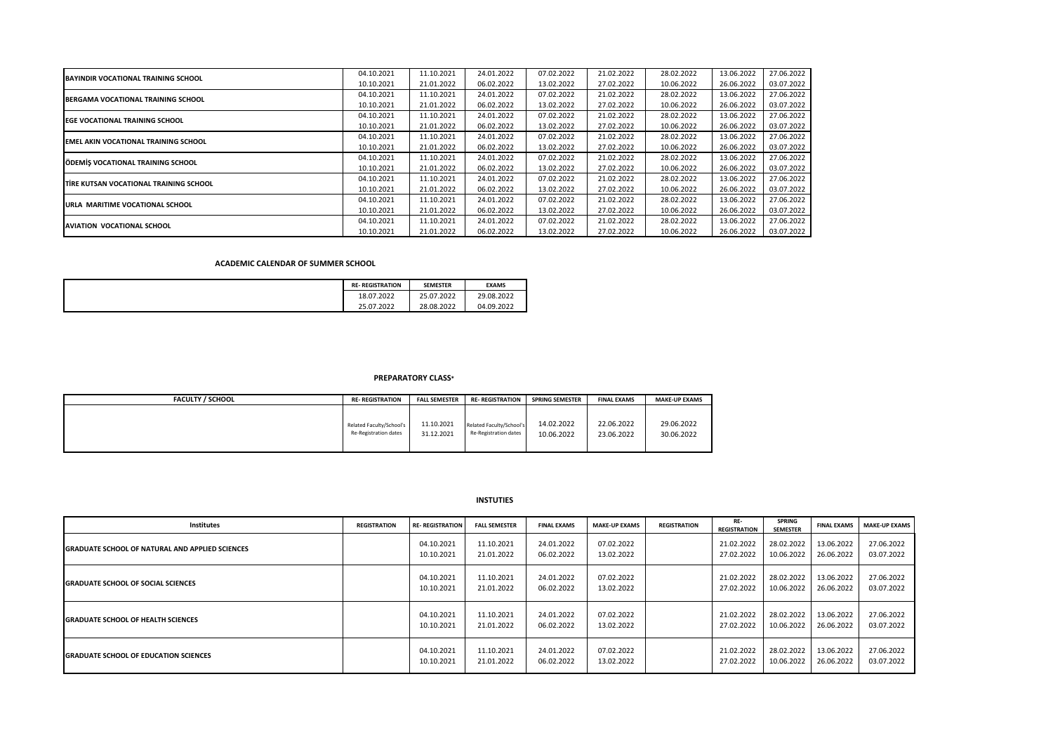| | | | | | | | | |
|---|---|---|---|---|---|---|---|---|
| **BAYINDIR VOCATIONAL TRAINING SCHOOL** | 04.10.2021<br>10.10.2021 | 11.10.2021<br>21.01.2022 | 24.01.2022<br>06.02.2022 | 07.02.2022<br>13.02.2022 | 21.02.2022<br>27.02.2022 | 28.02.2022<br>10.06.2022 | 13.06.2022<br>26.06.2022 | 27.06.2022<br>03.07.2022 |
| **BERGAMA VOCATIONAL TRAINING SCHOOL** | 04.10.2021<br>10.10.2021 | 11.10.2021<br>21.01.2022 | 24.01.2022<br>06.02.2022 | 07.02.2022<br>13.02.2022 | 21.02.2022<br>27.02.2022 | 28.02.2022<br>10.06.2022 | 13.06.2022<br>26.06.2022 | 27.06.2022<br>03.07.2022 |
| **EGE VOCATIONAL TRAINING SCHOOL** | 04.10.2021<br>10.10.2021 | 11.10.2021<br>21.01.2022 | 24.01.2022<br>06.02.2022 | 07.02.2022<br>13.02.2022 | 21.02.2022<br>27.02.2022 | 28.02.2022<br>10.06.2022 | 13.06.2022<br>26.06.2022 | 27.06.2022<br>03.07.2022 |
| **EMEL AKIN VOCATIONAL TRAINING SCHOOL** | 04.10.2021<br>10.10.2021 | 11.10.2021<br>21.01.2022 | 24.01.2022<br>06.02.2022 | 07.02.2022<br>13.02.2022 | 21.02.2022<br>27.02.2022 | 28.02.2022<br>10.06.2022 | 13.06.2022<br>26.06.2022 | 27.06.2022<br>03.07.2022 |
| **ÖDEMİŞ VOCATIONAL TRAINING SCHOOL** | 04.10.2021<br>10.10.2021 | 11.10.2021<br>21.01.2022 | 24.01.2022<br>06.02.2022 | 07.02.2022<br>13.02.2022 | 21.02.2022<br>27.02.2022 | 28.02.2022<br>10.06.2022 | 13.06.2022<br>26.06.2022 | 27.06.2022<br>03.07.2022 |
| **TİRE KUTSAN VOCATIONAL TRAINING SCHOOL** | 04.10.2021<br>10.10.2021 | 11.10.2021<br>21.01.2022 | 24.01.2022<br>06.02.2022 | 07.02.2022<br>13.02.2022 | 21.02.2022<br>27.02.2022 | 28.02.2022<br>10.06.2022 | 13.06.2022<br>26.06.2022 | 27.06.2022<br>03.07.2022 |
| **URLA MARITIME VOCATIONAL SCHOOL** | 04.10.2021<br>10.10.2021 | 11.10.2021<br>21.01.2022 | 24.01.2022<br>06.02.2022 | 07.02.2022<br>13.02.2022 | 21.02.2022<br>27.02.2022 | 28.02.2022<br>10.06.2022 | 13.06.2022<br>26.06.2022 | 27.06.2022<br>03.07.2022 |
| **AVIATION VOCATIONAL SCHOOL** | 04.10.2021<br>10.10.2021 | 11.10.2021<br>21.01.2022 | 24.01.2022<br>06.02.2022 | 07.02.2022<br>13.02.2022 | 21.02.2022<br>27.02.2022 | 28.02.2022<br>10.06.2022 | 13.06.2022<br>26.06.2022 | 27.06.2022<br>03.07.2022 |

## ACADEMIC CALENDAR OF SUMMER SCHOOL

| | RE- REGISTRATION | SEMESTER | EXAMS |
|---|---|---|---|
| | 18.07.2022<br>25.07.2022 | 25.07.2022<br>28.08.2022 | 29.08.2022<br>04.09.2022 |

## PREPARATORY CLASS*

| FACULTY / SCHOOL | RE- REGISTRATION | FALL SEMESTER | RE- REGISTRATION | SPRING SEMESTER | FINAL EXAMS | MAKE-UP EXAMS |
|---|---|---|---|---|---|---|
| | Related Faculty/School's Re-Registration dates | 11.10.2021<br>31.12.2021 | Related Faculty/School's Re-Registration dates | 14.02.2022<br>10.06.2022 | 22.06.2022<br>23.06.2022 | 29.06.2022<br>30.06.2022 |

## INSTUTIES

| Institutes | REGISTRATION | RE- REGISTRATION | FALL SEMESTER | FINAL EXAMS | MAKE-UP EXAMS | REGISTRATION | RE- REGISTRATION | SPRING SEMESTER | FINAL EXAMS | MAKE-UP EXAMS |
|---|---|---|---|---|---|---|---|---|---|---|
| **GRADUATE SCHOOL OF NATURAL AND APPLIED SCIENCES** | | 04.10.2021<br>10.10.2021 | 11.10.2021<br>21.01.2022 | 24.01.2022<br>06.02.2022 | 07.02.2022<br>13.02.2022 | | 21.02.2022<br>27.02.2022 | 28.02.2022<br>10.06.2022 | 13.06.2022<br>26.06.2022 | 27.06.2022<br>03.07.2022 |
| **GRADUATE SCHOOL OF SOCIAL SCIENCES** | | 04.10.2021<br>10.10.2021 | 11.10.2021<br>21.01.2022 | 24.01.2022<br>06.02.2022 | 07.02.2022<br>13.02.2022 | | 21.02.2022<br>27.02.2022 | 28.02.2022<br>10.06.2022 | 13.06.2022<br>26.06.2022 | 27.06.2022<br>03.07.2022 |
| **GRADUATE SCHOOL OF HEALTH SCIENCES** | | 04.10.2021<br>10.10.2021 | 11.10.2021<br>21.01.2022 | 24.01.2022<br>06.02.2022 | 07.02.2022<br>13.02.2022 | | 21.02.2022<br>27.02.2022 | 28.02.2022<br>10.06.2022 | 13.06.2022<br>26.06.2022 | 27.06.2022<br>03.07.2022 |
| **GRADUATE SCHOOL OF EDUCATION SCIENCES** | | 04.10.2021<br>10.10.2021 | 11.10.2021<br>21.01.2022 | 24.01.2022<br>06.02.2022 | 07.02.2022<br>13.02.2022 | | 21.02.2022<br>27.02.2022 | 28.02.2022<br>10.06.2022 | 13.06.2022<br>26.06.2022 | 27.06.2022<br>03.07.2022 |